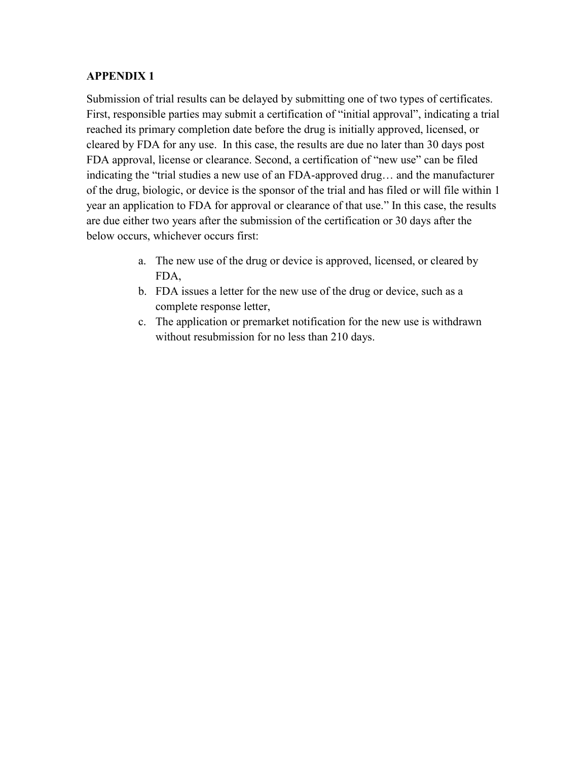**APPENDIX 1**

Submission of trial results can be delayed by submitting one of two types of certificates. First, responsible parties may submit a certification of "initial approval", indicating a trial reached its primary completion date before the drug is initially approved, licensed, or cleared by FDA for any use. In this case, the results are due no later than 30 days post FDA approval, license or clearance. Second, a certification of "new use" can be filed indicating the "trial studies a new use of an FDA-approved drug… and the manufacturer of the drug, biologic, or device is the sponsor of the trial and has filed or will file within 1 year an application to FDA for approval or clearance of that use." In this case, the results are due either two years after the submission of the certification or 30 days after the below occurs, whichever occurs first:

a. The new use of the drug or device is approved, licensed, or cleared by FDA,
b. FDA issues a letter for the new use of the drug or device, such as a complete response letter,
c. The application or premarket notification for the new use is withdrawn without resubmission for no less than 210 days.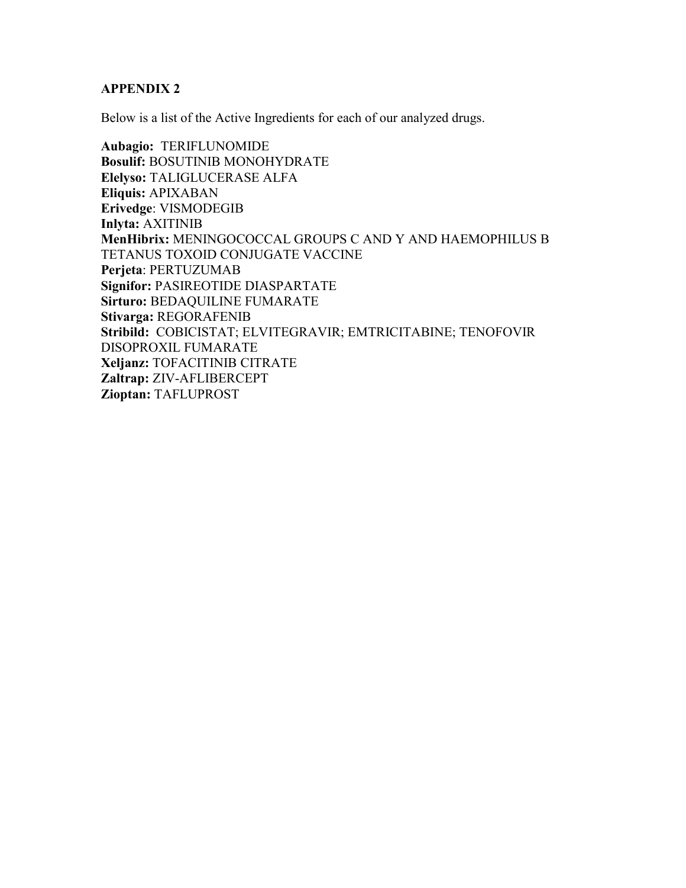**APPENDIX 2**

Below is a list of the Active Ingredients for each of our analyzed drugs.

**Aubagio:** TERIFLUNOMIDE
**Bosulif:** BOSUTINIB MONOHYDRATE
**Elelyso:** TALIGLUCERASE ALFA
**Eliquis:** APIXABAN
**Erivedge**: VISMODEGIB
**Inlyta:** AXITINIB
**MenHibrix:** MENINGOCOCCAL GROUPS C AND Y AND HAEMOPHILUS B TETANUS TOXOID CONJUGATE VACCINE
**Perjeta**: PERTUZUMAB
**Signifor:** PASIREOTIDE DIASPARTATE
**Sirturo:** BEDAQUILINE FUMARATE
**Stivarga:** REGORAFENIB
**Stribild:** COBICISTAT; ELVITEGRAVIR; EMTRICITABINE; TENOFOVIR DISOPROXIL FUMARATE
**Xeljanz:** TOFACITINIB CITRATE
**Zaltrap:** ZIV-AFLIBERCEPT
**Zioptan:** TAFLUPROST